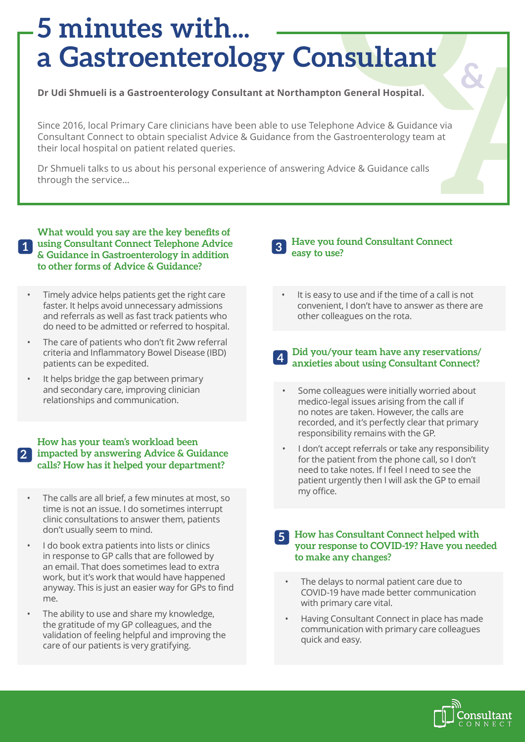# 5 minutes with... a Gastroenterology Consultant

**Dr Udi Shmueli is a Gastroenterology Consultant at Northampton General Hospital.**

Since 2016, local Primary Care clinicians have been able to use Telephone Advice & Guidance via Consultant Connect to obtain specialist Advice & Guidance from the Gastroenterology team at their local hospital on patient related queries.

Dr Shmueli talks to us about his personal experience of answering Advice & Guidance calls through the service...

### 1 What would you say are the key benefits of using Consultant Connect Telephone Advice & Guidance in Gastroenterology in addition to other forms of Advice & Guidance?

- Timely advice helps patients get the right care faster. It helps avoid unnecessary admissions and referrals as well as fast track patients who do need to be admitted or referred to hospital.
- The care of patients who don't fit 2ww referral criteria and Inflammatory Bowel Disease (IBD) patients can be expedited.
- It helps bridge the gap between primary and secondary care, improving clinician relationships and communication.

### 2 How has your team's workload been impacted by answering Advice & Guidance calls? How has it helped your department?

- The calls are all brief, a few minutes at most, so time is not an issue. I do sometimes interrupt clinic consultations to answer them, patients don't usually seem to mind.
- I do book extra patients into lists or clinics in response to GP calls that are followed by an email. That does sometimes lead to extra work, but it's work that would have happened anyway. This is just an easier way for GPs to find me.
- The ability to use and share my knowledge, the gratitude of my GP colleagues, and the validation of feeling helpful and improving the care of our patients is very gratifying.

### 3 Have you found Consultant Connect easy to use?

- It is easy to use and if the time of a call is not convenient, I don't have to answer as there are other colleagues on the rota.

### 4 Did you/your team have any reservations/ anxieties about using Consultant Connect?

- Some colleagues were initially worried about medico-legal issues arising from the call if no notes are taken. However, the calls are recorded, and it's perfectly clear that primary responsibility remains with the GP.
- I don't accept referrals or take any responsibility for the patient from the phone call, so I don't need to take notes. If I feel I need to see the patient urgently then I will ask the GP to email my office.

### 5 How has Consultant Connect helped with your response to COVID-19? Have you needed to make any changes?

- The delays to normal patient care due to COVID-19 have made better communication with primary care vital.
- Having Consultant Connect in place has made communication with primary care colleagues quick and easy.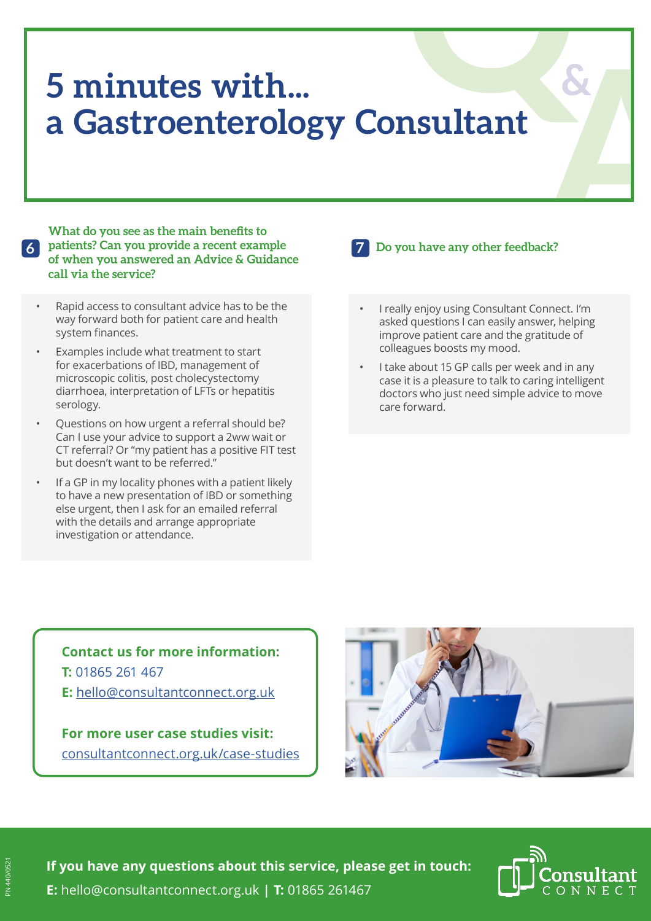# 5 minutes with... a Gastroenterology Consultant

**6 What do you see as the main benefits to patients? Can you provide a recent example of when you answered an Advice & Guidance call via the service?**

- Rapid access to consultant advice has to be the way forward both for patient care and health system finances.
- Examples include what treatment to start for exacerbations of IBD, management of microscopic colitis, post cholecystectomy diarrhoea, interpretation of LFTs or hepatitis serology.
- Questions on how urgent a referral should be? Can I use your advice to support a 2ww wait or CT referral? Or "my patient has a positive FIT test but doesn't want to be referred."
- If a GP in my locality phones with a patient likely to have a new presentation of IBD or something else urgent, then I ask for an emailed referral with the details and arrange appropriate investigation or attendance.

**7 Do you have any other feedback?**

- I really enjoy using Consultant Connect. I'm asked questions I can easily answer, helping improve patient care and the gratitude of colleagues boosts my mood.
- I take about 15 GP calls per week and in any case it is a pleasure to talk to caring intelligent doctors who just need simple advice to move care forward.

**Contact us for more information:**
**T:** 01865 261 467
**E:** hello@consultantconnect.org.uk

**For more user case studies visit:**
consultantconnect.org.uk/case-studies

**If you have any questions about this service, please get in touch:**
**E:** hello@consultantconnect.org.uk | **T:** 01865 261467

PN 440/0521